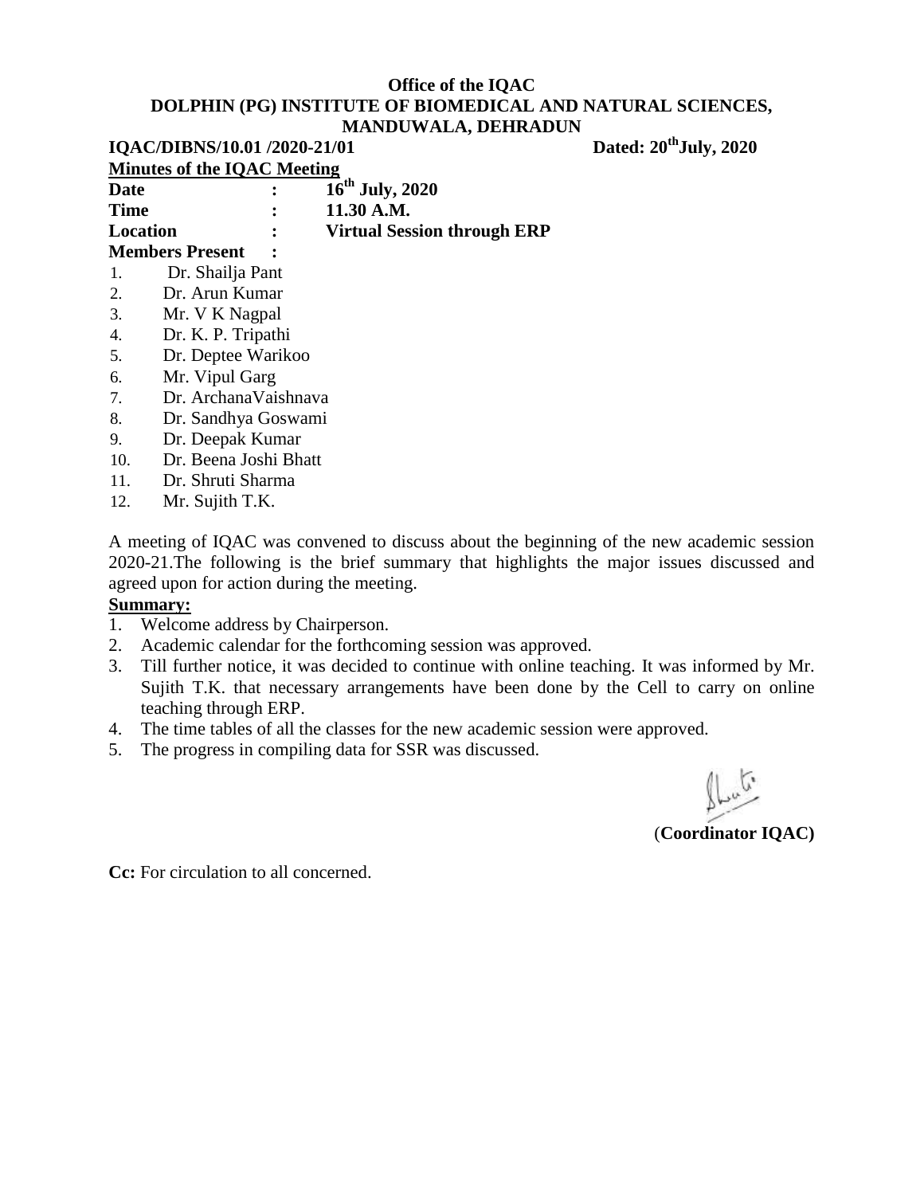**Office of the IQAC**
**DOLPHIN (PG) INSTITUTE OF BIOMEDICAL AND NATURAL SCIENCES, MANDUWALA, DEHRADUN**

**IQAC/DIBNS/10.01 /2020-21/01** **Dated: 20th July, 2020**

**Minutes of the IQAC Meeting**

**Date** : **16th July, 2020**
**Time** : **11.30 A.M.**
**Location** : **Virtual Session through ERP**
**Members Present** :

1. Dr. Shailja Pant
2. Dr. Arun Kumar
3. Mr. V K Nagpal
4. Dr. K. P. Tripathi
5. Dr. Deptee Warikoo
6. Mr. Vipul Garg
7. Dr. ArchanaVaishnava
8. Dr. Sandhya Goswami
9. Dr. Deepak Kumar
10. Dr. Beena Joshi Bhatt
11. Dr. Shruti Sharma
12. Mr. Sujith T.K.

A meeting of IQAC was convened to discuss about the beginning of the new academic session 2020-21.The following is the brief summary that highlights the major issues discussed and agreed upon for action during the meeting.

**Summary:**

1. Welcome address by Chairperson.
2. Academic calendar for the forthcoming session was approved.
3. Till further notice, it was decided to continue with online teaching. It was informed by Mr. Sujith T.K. that necessary arrangements have been done by the Cell to carry on online teaching through ERP.
4. The time tables of all the classes for the new academic session were approved.
5. The progress in compiling data for SSR was discussed.

(**Coordinator IQAC)**

**Cc:** For circulation to all concerned.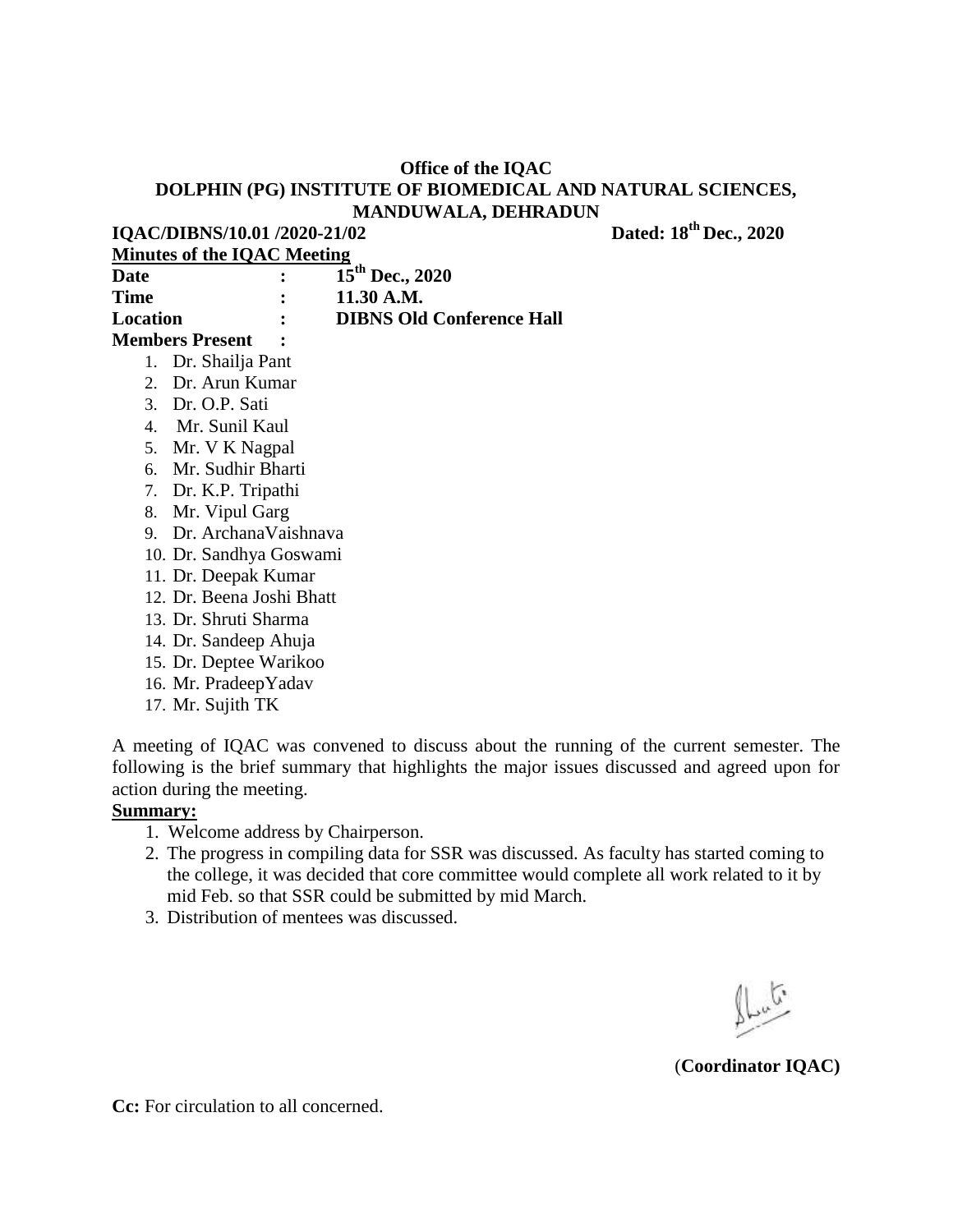**Office of the IQAC**
**DOLPHIN (PG) INSTITUTE OF BIOMEDICAL AND NATURAL SCIENCES, MANDUWALA, DEHRADUN**

**IQAC/DIBNS/10.01 /2020-21/02** **Dated: 18th Dec., 2020**

**Minutes of the IQAC Meeting**

**Date : 15th Dec., 2020**
**Time : 11.30 A.M.**
**Location : DIBNS Old Conference Hall**
**Members Present :**

1. Dr. Shailja Pant
2. Dr. Arun Kumar
3. Dr. O.P. Sati
4. Mr. Sunil Kaul
5. Mr. V K Nagpal
6. Mr. Sudhir Bharti
7. Dr. K.P. Tripathi
8. Mr. Vipul Garg
9. Dr. ArchanaVaishnava
10. Dr. Sandhya Goswami
11. Dr. Deepak Kumar
12. Dr. Beena Joshi Bhatt
13. Dr. Shruti Sharma
14. Dr. Sandeep Ahuja
15. Dr. Deptee Warikoo
16. Mr. PradeepYadav
17. Mr. Sujith TK

A meeting of IQAC was convened to discuss about the running of the current semester. The following is the brief summary that highlights the major issues discussed and agreed upon for action during the meeting.

**Summary:**

1. Welcome address by Chairperson.
2. The progress in compiling data for SSR was discussed. As faculty has started coming to the college, it was decided that core committee would complete all work related to it by mid Feb. so that SSR could be submitted by mid March.
3. Distribution of mentees was discussed.

(**Coordinator IQAC)**

**Cc:** For circulation to all concerned.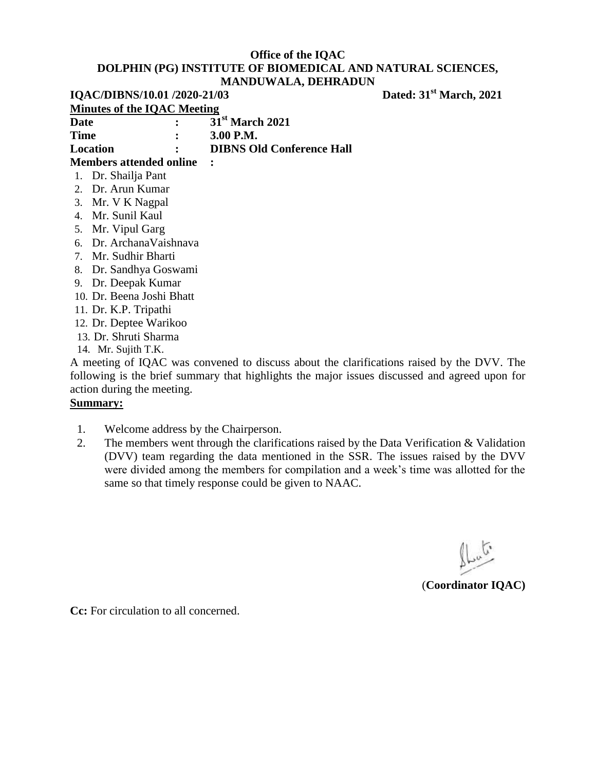**Office of the IQAC**
**DOLPHIN (PG) INSTITUTE OF BIOMEDICAL AND NATURAL SCIENCES, MANDUWALA, DEHRADUN**

**IQAC/DIBNS/10.01 /2020-21/03** **Dated: 31st March, 2021**

**Minutes of the IQAC Meeting**

**Date : 31st March 2021**
**Time : 3.00 P.M.**
**Location : DIBNS Old Conference Hall**
**Members attended online :**

1. Dr. Shailja Pant
2. Dr. Arun Kumar
3. Mr. V K Nagpal
4. Mr. Sunil Kaul
5. Mr. Vipul Garg
6. Dr. ArchanaVaishnava
7. Mr. Sudhir Bharti
8. Dr. Sandhya Goswami
9. Dr. Deepak Kumar
10. Dr. Beena Joshi Bhatt
11. Dr. K.P. Tripathi
12. Dr. Deptee Warikoo
13. Dr. Shruti Sharma
14. Mr. Sujith T.K.

A meeting of IQAC was convened to discuss about the clarifications raised by the DVV. The following is the brief summary that highlights the major issues discussed and agreed upon for action during the meeting.

**Summary:**

1. Welcome address by the Chairperson.
2. The members went through the clarifications raised by the Data Verification & Validation (DVV) team regarding the data mentioned in the SSR. The issues raised by the DVV were divided among the members for compilation and a week's time was allotted for the same so that timely response could be given to NAAC.

(**Coordinator IQAC)**

**Cc:** For circulation to all concerned.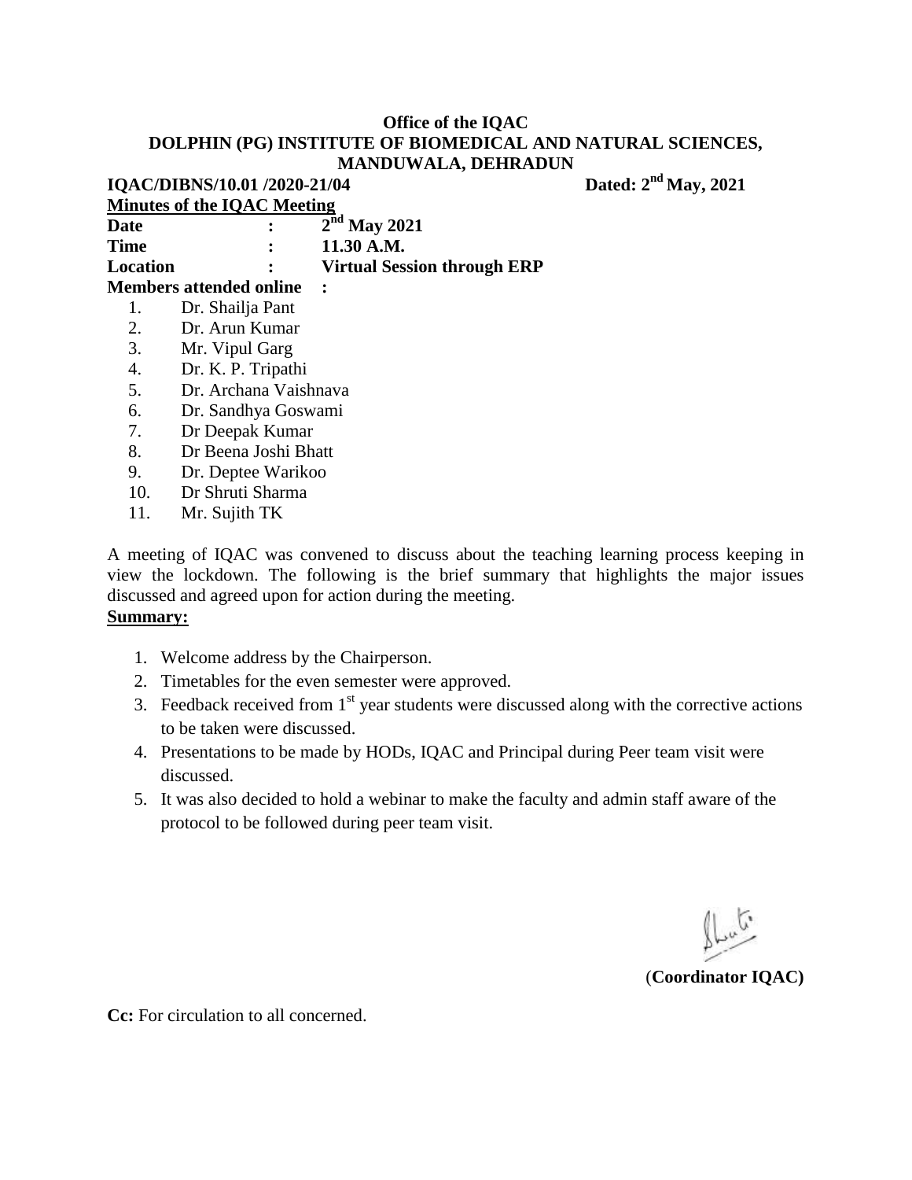**Office of the IQAC**
**DOLPHIN (PG) INSTITUTE OF BIOMEDICAL AND NATURAL SCIENCES, MANDUWALA, DEHRADUN**

**IQAC/DIBNS/10.01 /2020-21/04** **Dated: 2nd May, 2021**

**Minutes of the IQAC Meeting**

**Date** : **2nd May 2021**
**Time** : **11.30 A.M.**
**Location** : **Virtual Session through ERP**
**Members attended online** :

1. Dr. Shailja Pant
2. Dr. Arun Kumar
3. Mr. Vipul Garg
4. Dr. K. P. Tripathi
5. Dr. Archana Vaishnava
6. Dr. Sandhya Goswami
7. Dr Deepak Kumar
8. Dr Beena Joshi Bhatt
9. Dr. Deptee Warikoo
10. Dr Shruti Sharma
11. Mr. Sujith TK

A meeting of IQAC was convened to discuss about the teaching learning process keeping in view the lockdown. The following is the brief summary that highlights the major issues discussed and agreed upon for action during the meeting.

**Summary:**

1. Welcome address by the Chairperson.
2. Timetables for the even semester were approved.
3. Feedback received from 1st year students were discussed along with the corrective actions to be taken were discussed.
4. Presentations to be made by HODs, IQAC and Principal during Peer team visit were discussed.
5. It was also decided to hold a webinar to make the faculty and admin staff aware of the protocol to be followed during peer team visit.

(**Coordinator IQAC)**

**Cc:** For circulation to all concerned.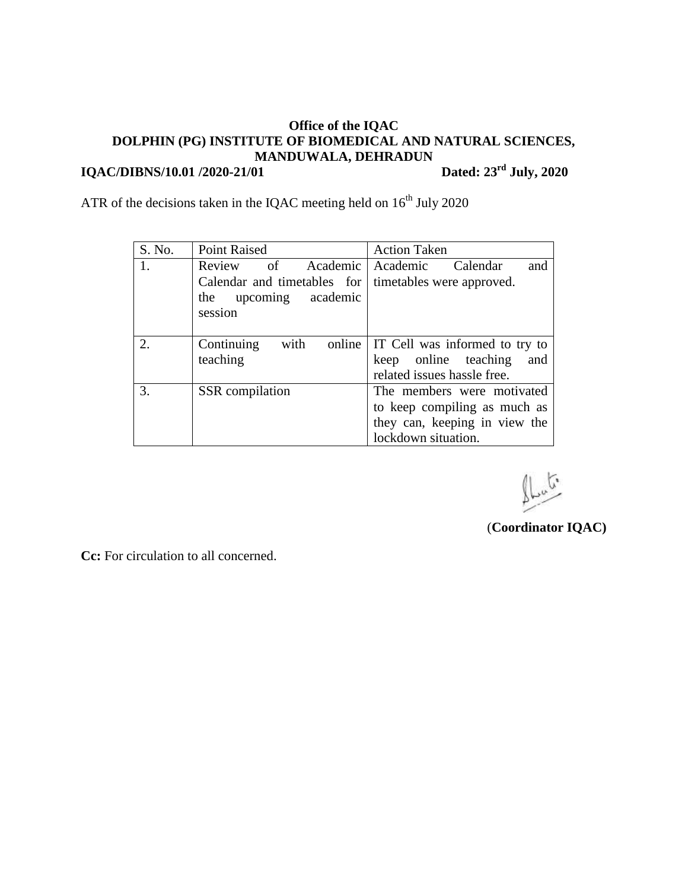**Office of the IQAC**
**DOLPHIN (PG) INSTITUTE OF BIOMEDICAL AND NATURAL SCIENCES, MANDUWALA, DEHRADUN**

**IQAC/DIBNS/10.01 /2020-21/01** **Dated: 23rd July, 2020**

ATR of the decisions taken in the IQAC meeting held on 16th July 2020

| S. No. | Point Raised | Action Taken |
|---|---|---|
| 1. | Review of Academic Calendar and timetables for the upcoming academic session | Academic Calendar and timetables were approved. |
| 2. | Continuing with online teaching | IT Cell was informed to try to keep online teaching and related issues hassle free. |
| 3. | SSR compilation | The members were motivated to keep compiling as much as they can, keeping in view the lockdown situation. |

(**Coordinator IQAC)**

**Cc:** For circulation to all concerned.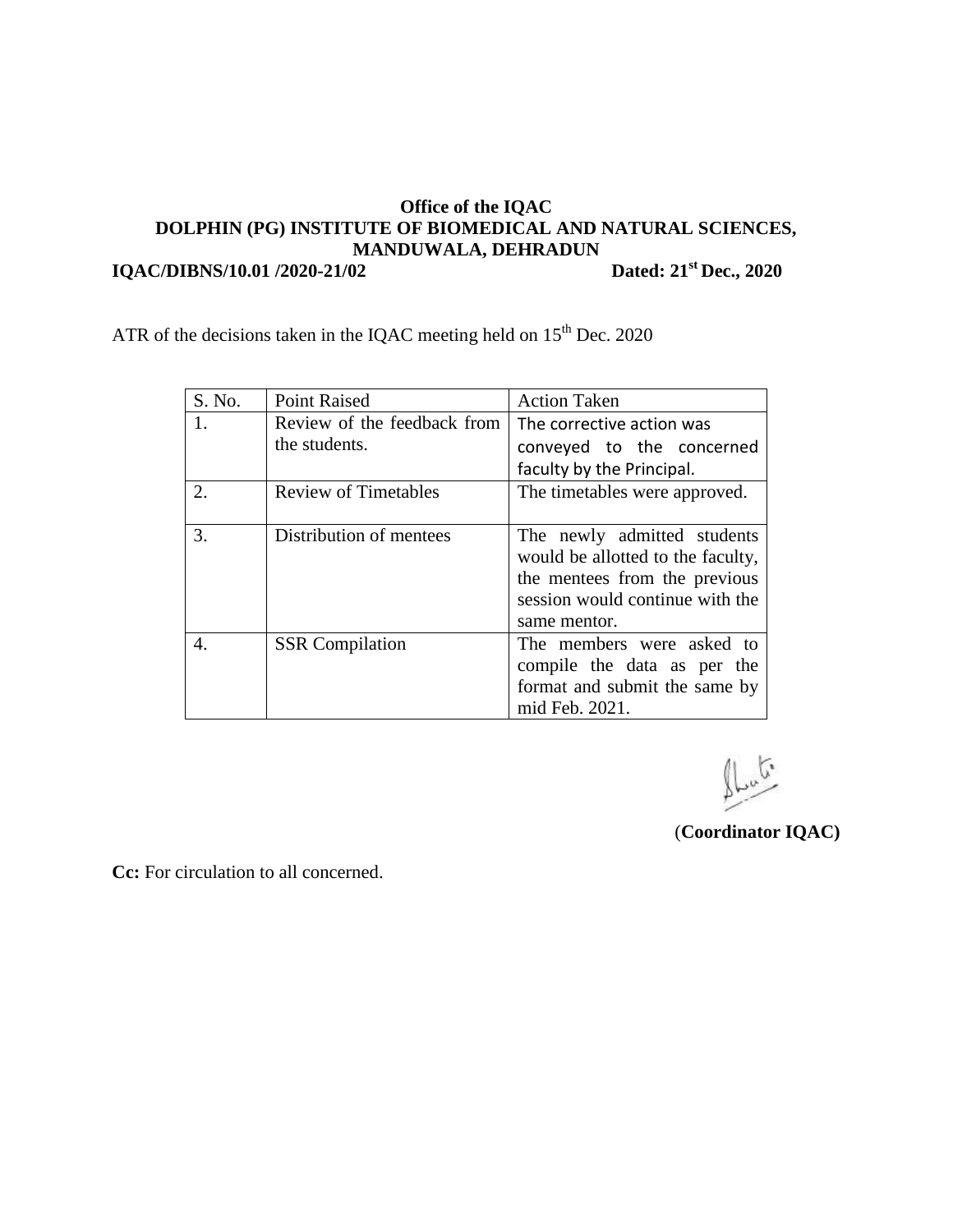**Office of the IQAC**
**DOLPHIN (PG) INSTITUTE OF BIOMEDICAL AND NATURAL SCIENCES, MANDUWALA, DEHRADUN**

**IQAC/DIBNS/10.01 /2020-21/02** **Dated: 21st Dec., 2020**

ATR of the decisions taken in the IQAC meeting held on 15th Dec. 2020

| S. No. | Point Raised | Action Taken |
| --- | --- | --- |
| 1. | Review of the feedback from the students. | The corrective action was conveyed to the concerned faculty by the Principal. |
| 2. | Review of Timetables | The timetables were approved. |
| 3. | Distribution of mentees | The newly admitted students would be allotted to the faculty, the mentees from the previous session would continue with the same mentor. |
| 4. | SSR Compilation | The members were asked to compile the data as per the format and submit the same by mid Feb. 2021. |

(**Coordinator IQAC)**

**Cc:** For circulation to all concerned.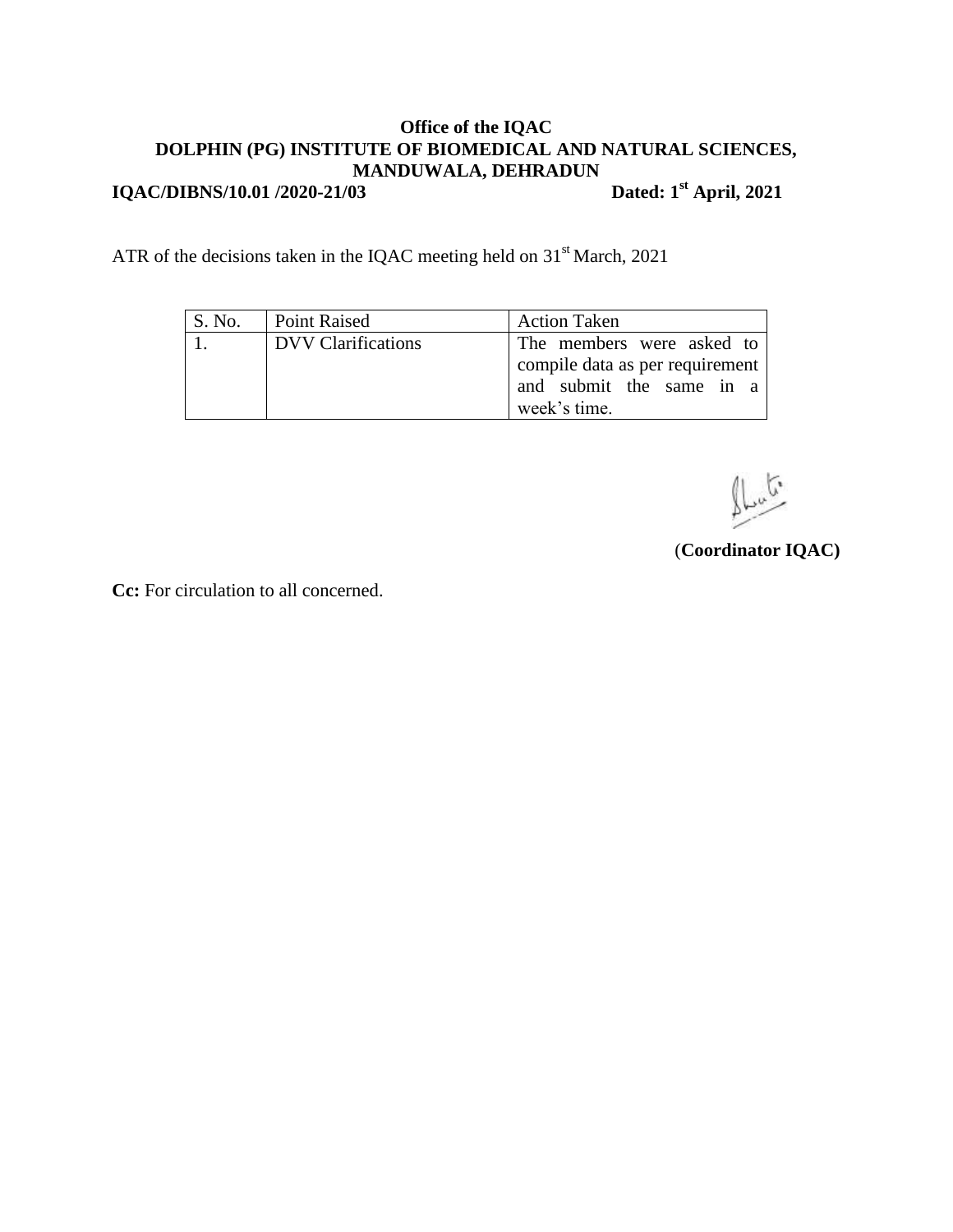**Office of the IQAC**
**DOLPHIN (PG) INSTITUTE OF BIOMEDICAL AND NATURAL SCIENCES, MANDUWALA, DEHRADUN**

**IQAC/DIBNS/10.01 /2020-21/03** **Dated: 1st April, 2021**

ATR of the decisions taken in the IQAC meeting held on 31st March, 2021

| S. No. | Point Raised | Action Taken |
|---|---|---|
| 1. | DVV Clarifications | The members were asked to compile data as per requirement and submit the same in a week's time. |

(**Coordinator IQAC)**

**Cc:** For circulation to all concerned.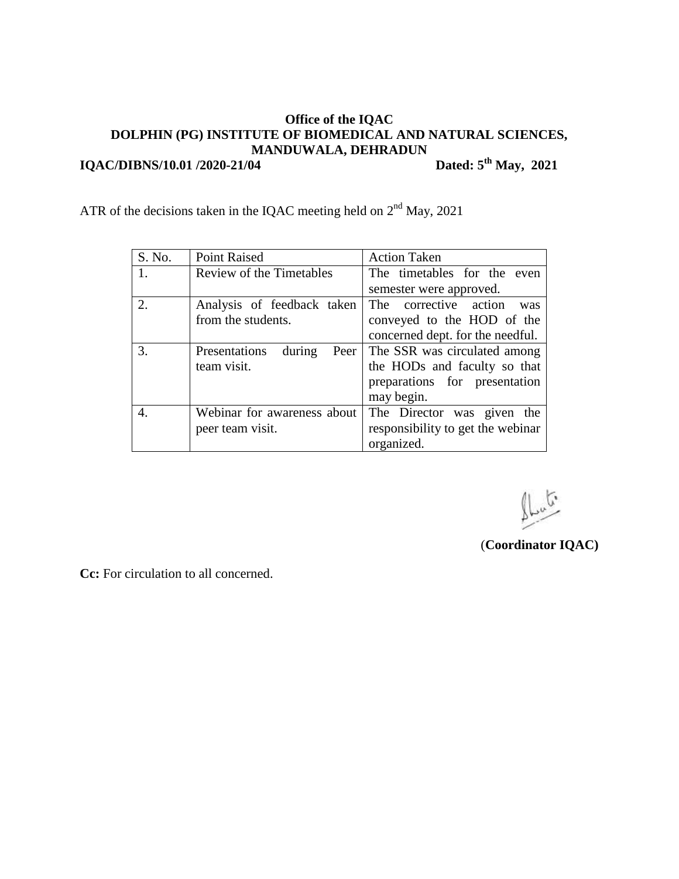**Office of the IQAC**
**DOLPHIN (PG) INSTITUTE OF BIOMEDICAL AND NATURAL SCIENCES, MANDUWALA, DEHRADUN**

**IQAC/DIBNS/10.01 /2020-21/04** **Dated: 5th May, 2021**

ATR of the decisions taken in the IQAC meeting held on 2nd May, 2021

| S. No. | Point Raised | Action Taken |
|---|---|---|
| 1. | Review of the Timetables | The timetables for the even semester were approved. |
| 2. | Analysis of feedback taken from the students. | The corrective action was conveyed to the HOD of the concerned dept. for the needful. |
| 3. | Presentations during Peer team visit. | The SSR was circulated among the HODs and faculty so that preparations for presentation may begin. |
| 4. | Webinar for awareness about peer team visit. | The Director was given the responsibility to get the webinar organized. |

(**Coordinator IQAC)**

**Cc:** For circulation to all concerned.